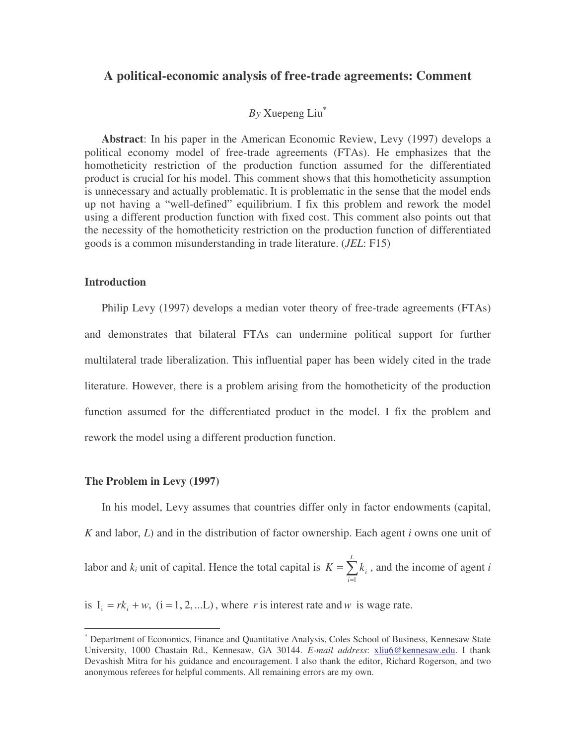# A political-economic analysis of free-trade agreements: Comment

*By* Xuepeng Liu[*]

**Abstract**: In his paper in the American Economic Review, Levy (1997) develops a political economy model of free-trade agreements (FTAs). He emphasizes that the homotheticity restriction of the production function assumed for the differentiated product is crucial for his model. This comment shows that this homotheticity assumption is unnecessary and actually problematic. It is problematic in the sense that the model ends up not having a "well-defined" equilibrium. I fix this problem and rework the model using a different production function with fixed cost. This comment also points out that the necessity of the homotheticity restriction on the production function of differentiated goods is a common misunderstanding in trade literature. (*JEL*: F15)

## Introduction

Philip Levy (1997) develops a median voter theory of free-trade agreements (FTAs) and demonstrates that bilateral FTAs can undermine political support for further multilateral trade liberalization. This influential paper has been widely cited in the trade literature. However, there is a problem arising from the homotheticity of the production function assumed for the differentiated product in the model. I fix the problem and rework the model using a different production function.

## The Problem in Levy (1997)

In his model, Levy assumes that countries differ only in factor endowments (capital, $K$ and labor, $L$) and in the distribution of factor ownership. Each agent $i$ owns one unit of labor and $k_i$ unit of capital. Hence the total capital is $K = \sum_{i=1}^{L} k_i$, and the income of agent $i$ is $\mathrm{I}_i = rk_i + w,\ (i = 1, 2, ...L)$, where $r$ is interest rate and $w$ is wage rate.

[*] Department of Economics, Finance and Quantitative Analysis, Coles School of Business, Kennesaw State University, 1000 Chastain Rd., Kennesaw, GA 30144. *E-mail address*: xliu6@kennesaw.edu. I thank Devashish Mitra for his guidance and encouragement. I also thank the editor, Richard Rogerson, and two anonymous referees for helpful comments. All remaining errors are my own.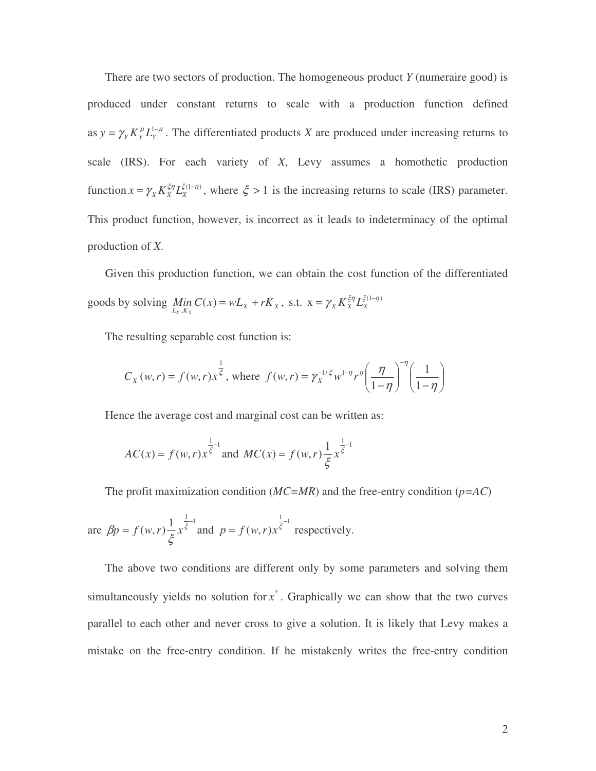There are two sectors of production. The homogeneous product *Y* (numeraire good) is produced under constant returns to scale with a production function defined as $y = \gamma_Y K_Y^{\mu} L_Y^{1-\mu}$. The differentiated products *X* are produced under increasing returns to scale (IRS). For each variety of *X*, Levy assumes a homothetic production function $x = \gamma_X K_X^{\xi\eta} L_X^{\xi(1-\eta)}$, where $\xi > 1$ is the increasing returns to scale (IRS) parameter. This product function, however, is incorrect as it leads to indeterminacy of the optimal production of *X*.

Given this production function, we can obtain the cost function of the differentiated goods by solving $\underset{L_X, K_X}{Min}\, C(x) = wL_X + rK_X$, s.t. $x = \gamma_X K_X^{\xi\eta} L_X^{\xi(1-\eta)}$

The resulting separable cost function is:

$$C_X(w,r) = f(w,r)x^{\frac{1}{\xi}}, \text{ where } f(w,r) = \gamma_X^{-1/\xi} w^{1-\eta} r^{\eta} \left(\frac{\eta}{1-\eta}\right)^{-\eta} \left(\frac{1}{1-\eta}\right)$$

Hence the average cost and marginal cost can be written as:

$$AC(x) = f(w,r)x^{\frac{1}{\xi}-1} \text{ and } MC(x) = f(w,r)\frac{1}{\xi}x^{\frac{1}{\xi}-1}$$

The profit maximization condition (*MC=MR*) and the free-entry condition (*p=AC*) are $\beta p = f(w,r)\frac{1}{\xi}x^{\frac{1}{\xi}-1}$ and $p = f(w,r)x^{\frac{1}{\xi}-1}$ respectively.

The above two conditions are different only by some parameters and solving them simultaneously yields no solution for $x^*$. Graphically we can show that the two curves parallel to each other and never cross to give a solution. It is likely that Levy makes a mistake on the free-entry condition. If he mistakenly writes the free-entry condition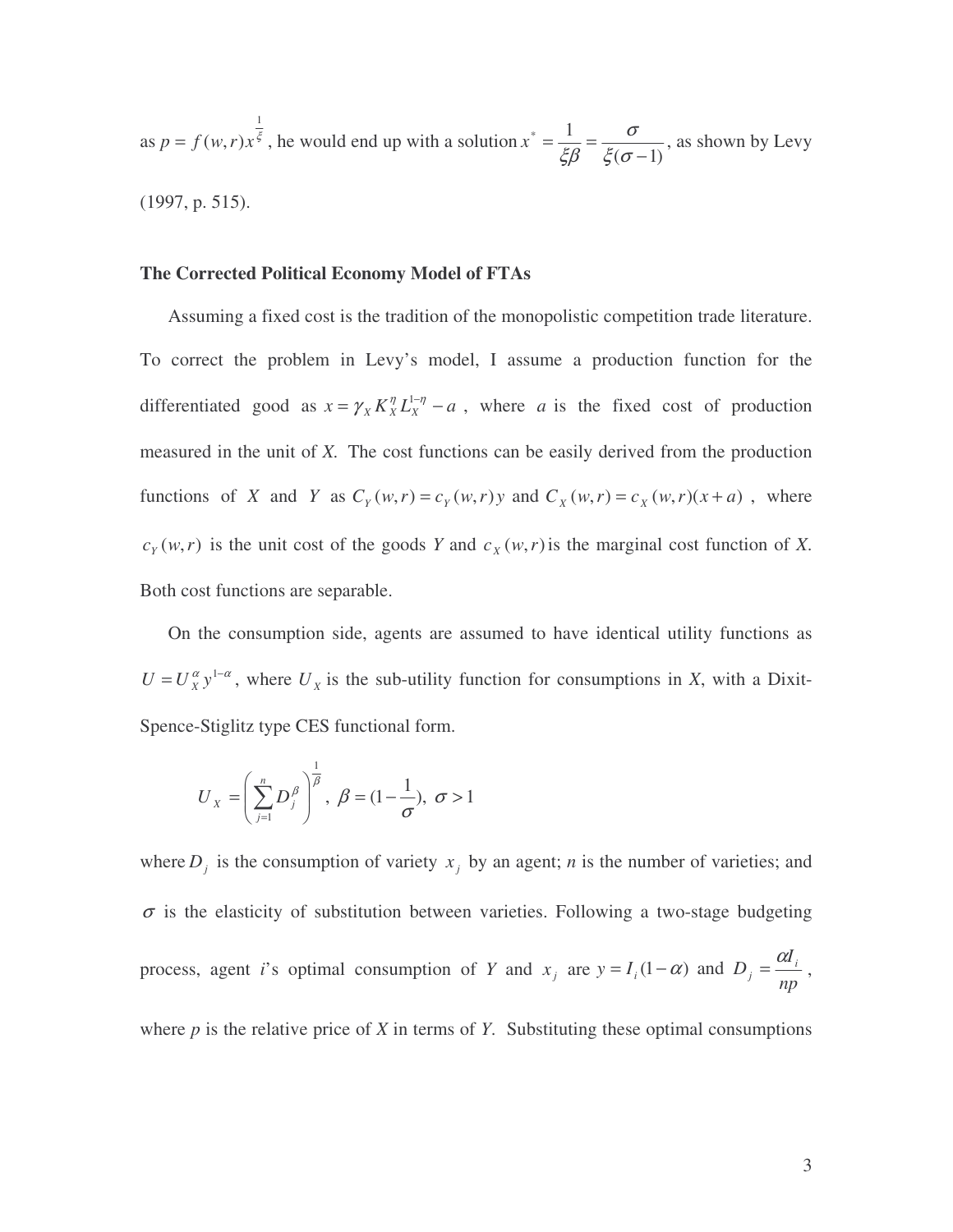as $p = f(w,r)x^{\frac{1}{\xi}}$, he would end up with a solution $x^* = \frac{1}{\xi\beta} = \frac{\sigma}{\xi(\sigma-1)}$, as shown by Levy (1997, p. 515).

**The Corrected Political Economy Model of FTAs**

Assuming a fixed cost is the tradition of the monopolistic competition trade literature. To correct the problem in Levy's model, I assume a production function for the differentiated good as $x = \gamma_X K_X^{\eta} L_X^{1-\eta} - a$, where $a$ is the fixed cost of production measured in the unit of *X*. The cost functions can be easily derived from the production functions of *X* and *Y* as $C_Y(w,r) = c_Y(w,r)y$ and $C_X(w,r) = c_X(w,r)(x+a)$, where $c_Y(w,r)$ is the unit cost of the goods *Y* and $c_X(w,r)$ is the marginal cost function of *X*. Both cost functions are separable.

On the consumption side, agents are assumed to have identical utility functions as $U = U_X^{\alpha} y^{1-\alpha}$, where $U_X$ is the sub-utility function for consumptions in *X*, with a Dixit-Spence-Stiglitz type CES functional form.

$$U_X = \left( \sum_{j=1}^{n} D_j^{\beta} \right)^{\frac{1}{\beta}}, \ \beta = (1 - \frac{1}{\sigma}), \ \sigma > 1$$

where $D_j$ is the consumption of variety $x_j$ by an agent; *n* is the number of varieties; and $\sigma$ is the elasticity of substitution between varieties. Following a two-stage budgeting process, agent *i*'s optimal consumption of *Y* and $x_j$ are $y = I_i(1-\alpha)$ and $D_j = \frac{\alpha I_i}{np}$, where *p* is the relative price of *X* in terms of *Y*. Substituting these optimal consumptions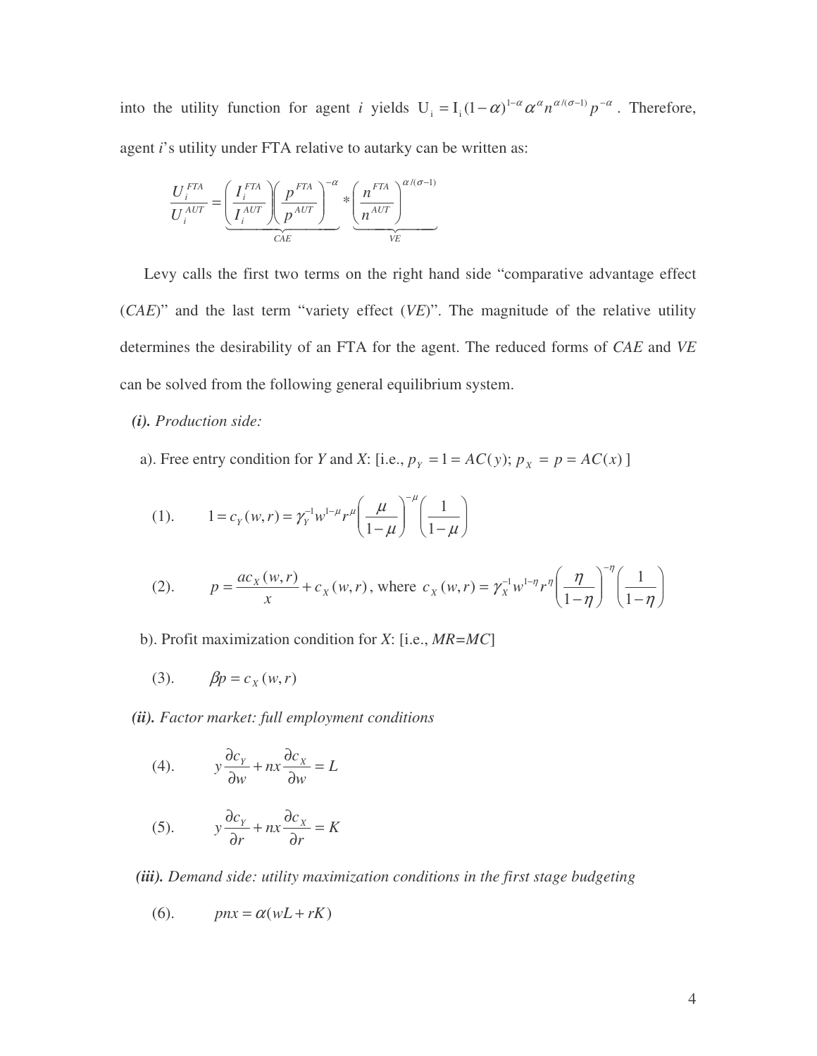into the utility function for agent $i$ yields $\mathrm{U_i} = \mathrm{I_i}(1-\alpha)^{1-\alpha}\alpha^{\alpha}n^{\alpha/(\sigma-1)}p^{-\alpha}$. Therefore, agent $i$'s utility under FTA relative to autarky can be written as:

$$\frac{U_i^{FTA}}{U_i^{AUT}} = \underbrace{\left(\frac{I_i^{FTA}}{I_i^{AUT}}\right)\left(\frac{p^{FTA}}{p^{AUT}}\right)^{-\alpha}}_{CAE} * \underbrace{\left(\frac{n^{FTA}}{n^{AUT}}\right)^{\alpha/(\sigma-1)}}_{VE}$$

Levy calls the first two terms on the right hand side "comparative advantage effect (*CAE*)" and the last term "variety effect (*VE*)". The magnitude of the relative utility determines the desirability of an FTA for the agent. The reduced forms of *CAE* and *VE* can be solved from the following general equilibrium system.

***(i). Production side:***

a). Free entry condition for *Y* and *X*: [i.e., $p_Y = 1 = AC(y);\ p_X = p = AC(x)$]

$$(1). \qquad 1 = c_Y(w,r) = \gamma_Y^{-1} w^{1-\mu} r^{\mu} \left(\frac{\mu}{1-\mu}\right)^{-\mu}\left(\frac{1}{1-\mu}\right)$$

$$(2). \qquad p = \frac{ac_X(w,r)}{x} + c_X(w,r), \text{ where } c_X(w,r) = \gamma_X^{-1} w^{1-\eta} r^{\eta}\left(\frac{\eta}{1-\eta}\right)^{-\eta}\left(\frac{1}{1-\eta}\right)$$

b). Profit maximization condition for *X*: [i.e., *MR=MC*]

$$(3). \qquad \beta p = c_X(w,r)$$

***(ii). Factor market: full employment conditions***

$$(4). \qquad y\frac{\partial c_Y}{\partial w} + nx\frac{\partial c_X}{\partial w} = L$$

$$(5). \qquad y\frac{\partial c_Y}{\partial r} + nx\frac{\partial c_X}{\partial r} = K$$

***(iii). Demand side: utility maximization conditions in the first stage budgeting***

$$(6). \qquad pnx = \alpha(wL + rK)$$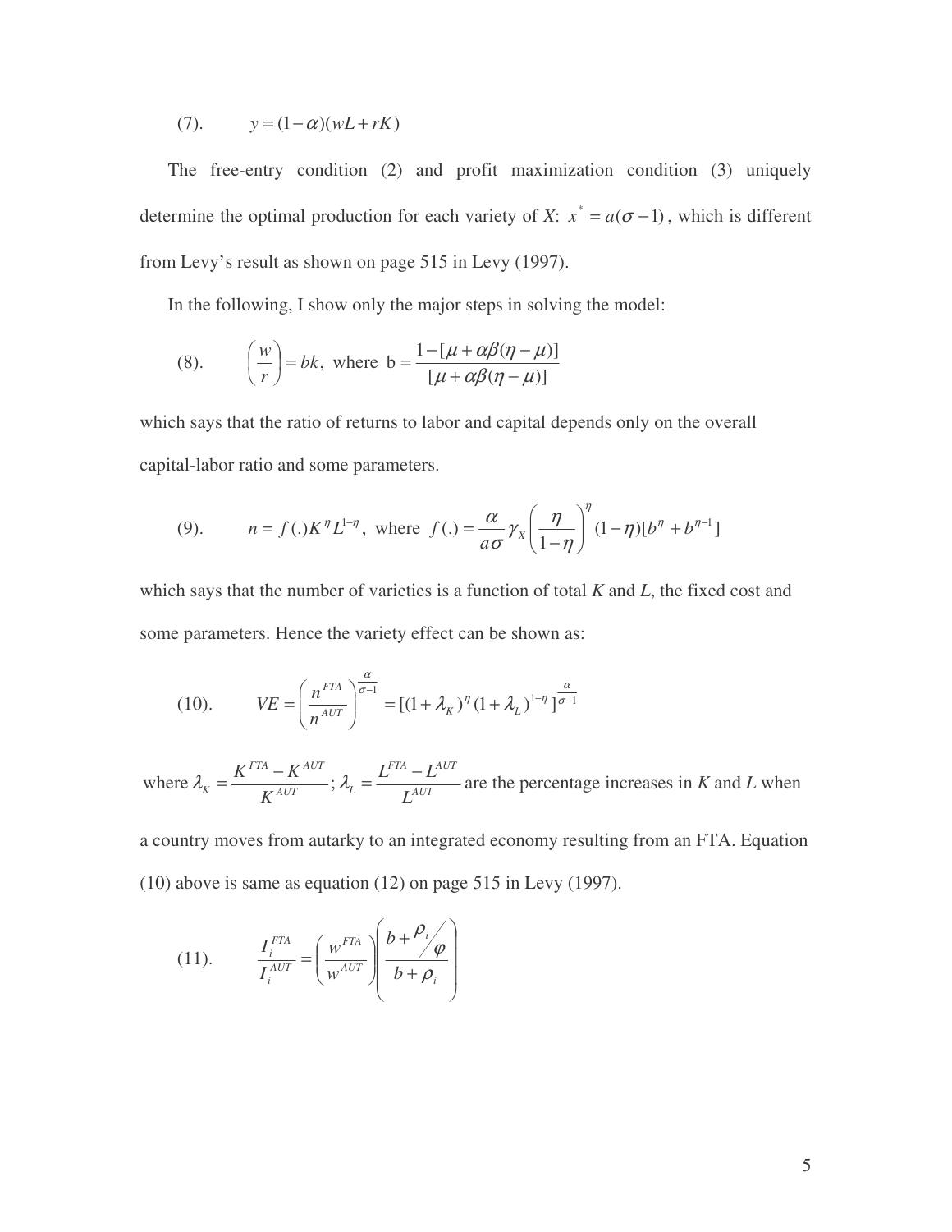(7). $$y = (1-\alpha)(wL + rK)$$

The free-entry condition (2) and profit maximization condition (3) uniquely determine the optimal production for each variety of *X*: $x^* = a(\sigma - 1)$, which is different from Levy's result as shown on page 515 in Levy (1997).

In the following, I show only the major steps in solving the model:

(8). $$\left(\frac{w}{r}\right) = bk, \text{ where } b = \frac{1-[\mu + \alpha\beta(\eta - \mu)]}{[\mu + \alpha\beta(\eta - \mu)]}$$

which says that the ratio of returns to labor and capital depends only on the overall capital-labor ratio and some parameters.

(9). $$n = f(.)K^{\eta}L^{1-\eta}, \text{ where } f(.) = \frac{\alpha}{a\sigma}\gamma_X\left(\frac{\eta}{1-\eta}\right)^{\eta}(1-\eta)[b^{\eta} + b^{\eta-1}]$$

which says that the number of varieties is a function of total *K* and *L*, the fixed cost and some parameters. Hence the variety effect can be shown as:

(10). $$VE = \left(\frac{n^{FTA}}{n^{AUT}}\right)^{\frac{\alpha}{\sigma-1}} = [(1+\lambda_K)^{\eta}(1+\lambda_L)^{1-\eta}]^{\frac{\alpha}{\sigma-1}}$$

where $\lambda_K = \dfrac{K^{FTA} - K^{AUT}}{K^{AUT}}$; $\lambda_L = \dfrac{L^{FTA} - L^{AUT}}{L^{AUT}}$ are the percentage increases in *K* and *L* when a country moves from autarky to an integrated economy resulting from an FTA. Equation (10) above is same as equation (12) on page 515 in Levy (1997).

(11). $$\frac{I_i^{FTA}}{I_i^{AUT}} = \left(\frac{w^{FTA}}{w^{AUT}}\right)\left(\frac{b + \rho_i/\varphi}{b + \rho_i}\right)$$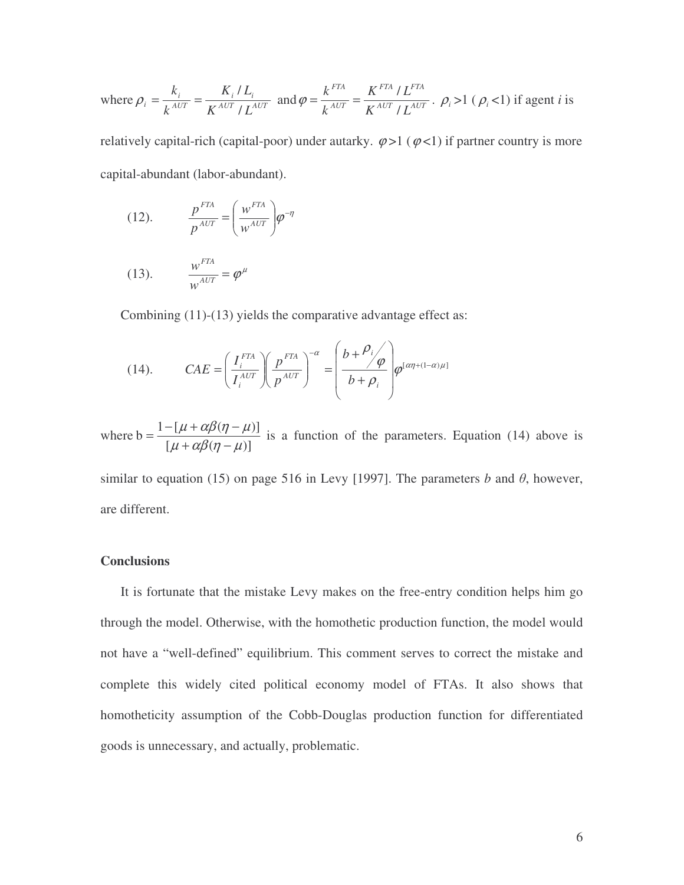where $\rho_i = \frac{k_i}{k^{AUT}} = \frac{K_i / L_i}{K^{AUT} / L^{AUT}}$ and $\varphi = \frac{k^{FTA}}{k^{AUT}} = \frac{K^{FTA} / L^{FTA}}{K^{AUT} / L^{AUT}}$. $\rho_i > 1$ ($\rho_i < 1$) if agent $i$ is relatively capital-rich (capital-poor) under autarky. $\varphi > 1$ ($\varphi < 1$) if partner country is more capital-abundant (labor-abundant).

$$\text{(12).} \qquad \frac{p^{FTA}}{p^{AUT}} = \left( \frac{w^{FTA}}{w^{AUT}} \right) \varphi^{-\eta}$$

$$\text{(13).} \qquad \frac{w^{FTA}}{w^{AUT}} = \varphi^{\mu}$$

Combining (11)-(13) yields the comparative advantage effect as:

$$\text{(14).} \qquad CAE = \left( \frac{I_i^{FTA}}{I_i^{AUT}} \right) \left( \frac{p^{FTA}}{p^{AUT}} \right)^{-\alpha} = \left( \frac{b + \rho_i / \varphi}{b + \rho_i} \right) \varphi^{[\alpha\eta + (1-\alpha)\mu]}$$

where $b = \frac{1 - [\mu + \alpha\beta(\eta - \mu)]}{[\mu + \alpha\beta(\eta - \mu)]}$ is a function of the parameters. Equation (14) above is similar to equation (15) on page 516 in Levy [1997]. The parameters $b$ and $\theta$, however, are different.

**Conclusions**

It is fortunate that the mistake Levy makes on the free-entry condition helps him go through the model. Otherwise, with the homothetic production function, the model would not have a "well-defined" equilibrium. This comment serves to correct the mistake and complete this widely cited political economy model of FTAs. It also shows that homotheticity assumption of the Cobb-Douglas production function for differentiated goods is unnecessary, and actually, problematic.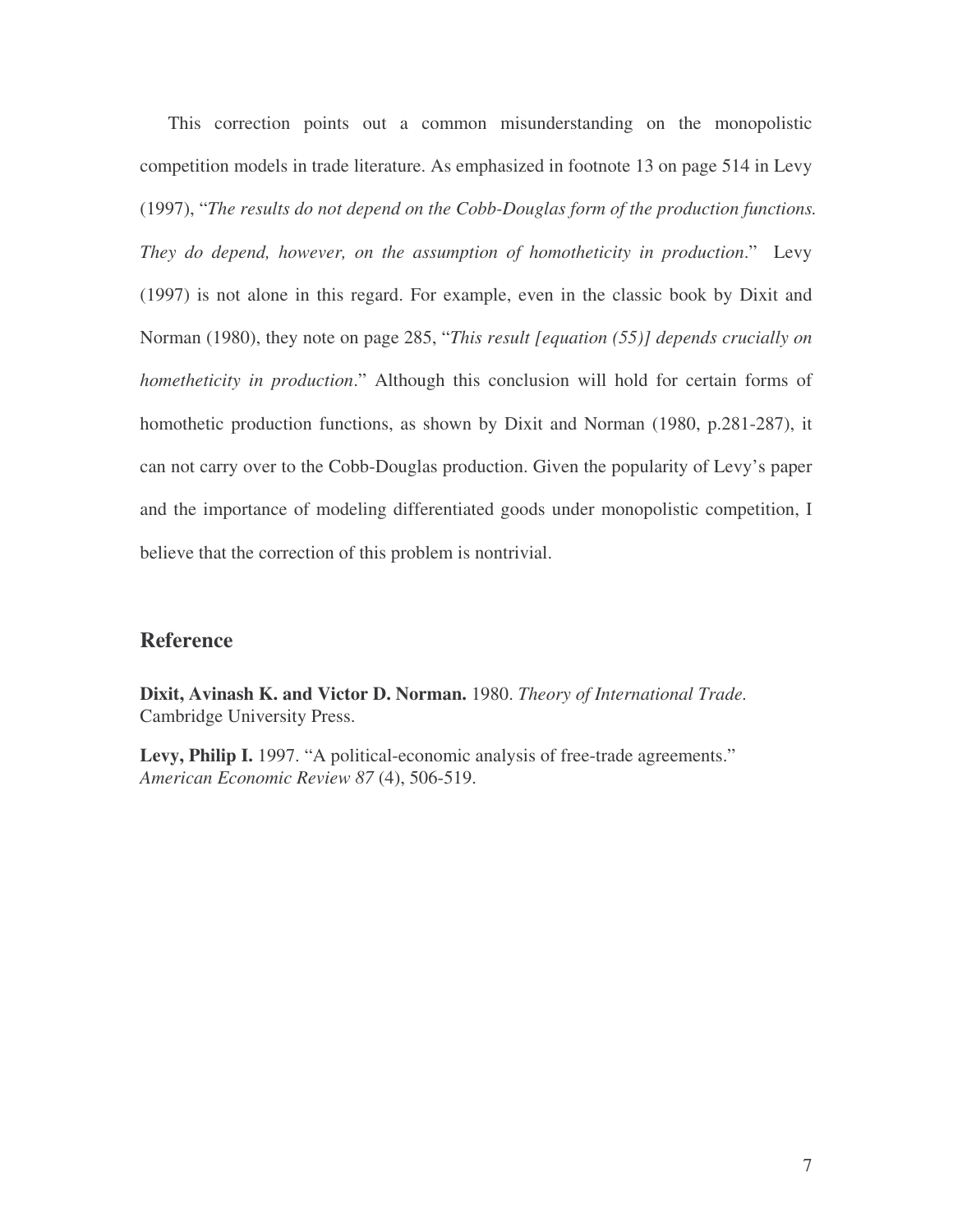This correction points out a common misunderstanding on the monopolistic competition models in trade literature. As emphasized in footnote 13 on page 514 in Levy (1997), "*The results do not depend on the Cobb-Douglas form of the production functions. They do depend, however, on the assumption of homotheticity in production*." Levy (1997) is not alone in this regard. For example, even in the classic book by Dixit and Norman (1980), they note on page 285, "*This result [equation (55)] depends crucially on hometheticity in production*." Although this conclusion will hold for certain forms of homothetic production functions, as shown by Dixit and Norman (1980, p.281-287), it can not carry over to the Cobb-Douglas production. Given the popularity of Levy's paper and the importance of modeling differentiated goods under monopolistic competition, I believe that the correction of this problem is nontrivial.

## Reference

**Dixit, Avinash K. and Victor D. Norman.** 1980. *Theory of International Trade.* Cambridge University Press.

**Levy, Philip I.** 1997. "A political-economic analysis of free-trade agreements." *American Economic Review 87* (4), 506-519.